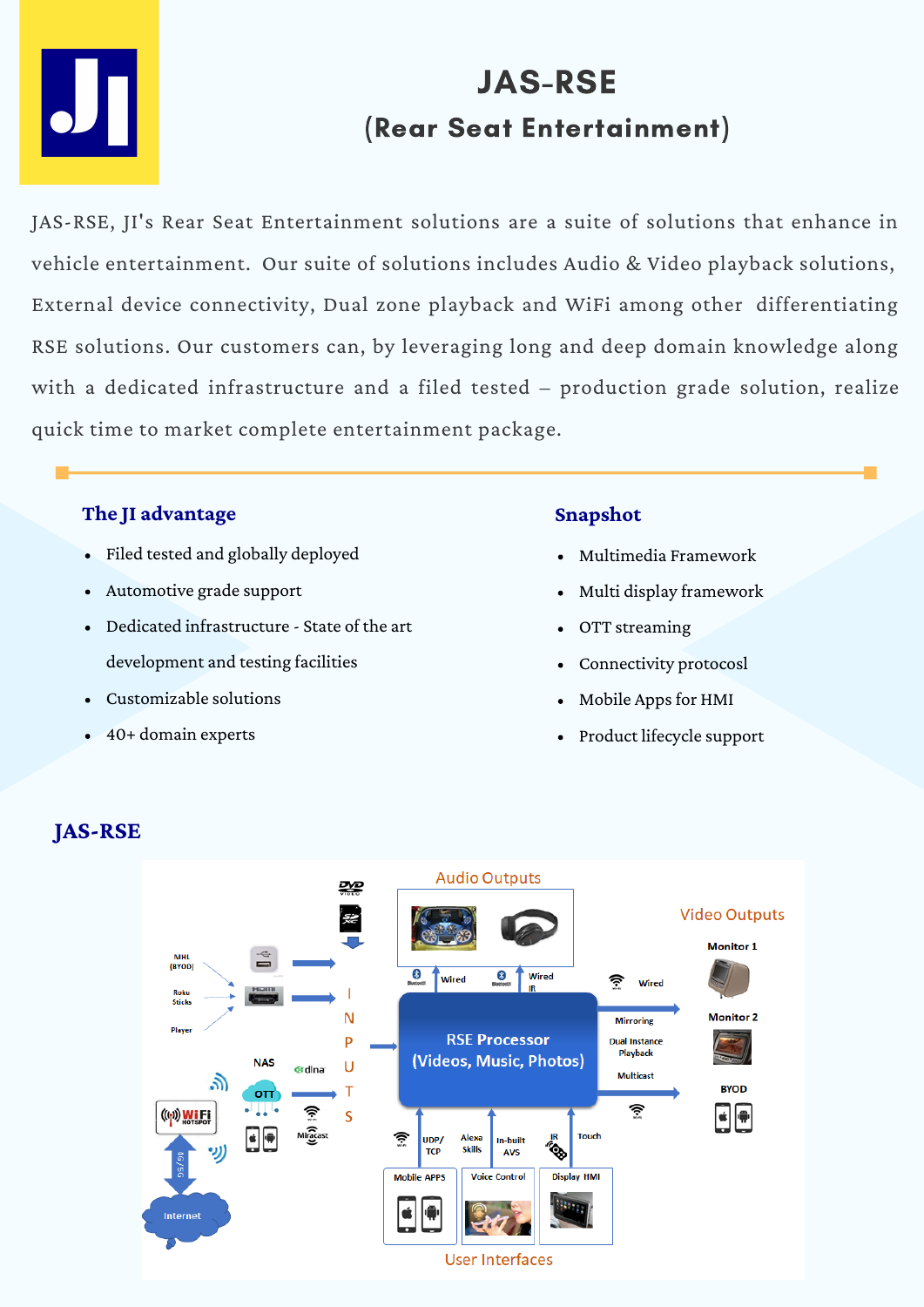# JAS-RSE

## (Rear Seat Entertainment)

JAS-RSE, JI's Rear Seat Entertainment solutions are a suite of solutions that enhance in vehicle entertainment. Our suite of solutions includes Audio & Video playback solutions, External device connectivity, Dual zone playback and WiFi among other differentiating RSE solutions. Our customers can, by leveraging long and deep domain knowledge along with a dedicated infrastructure and a filed tested – production grade solution, realize quick time to market complete entertainment package.

### The JI advantage

- Filed tested and globally deployed
- Automotive grade support
- Dedicated infrastructure - State of the art development and testing facilities
- Customizable solutions
- 40+ domain experts

### Snapshot

- Multimedia Framework
- Multi display framework
- OTT streaming
- Connectivity protocosl
- Mobile Apps for HMI
- Product lifecycle support

### JAS-RSE

Audio Outputs

Video Outputs

Monitor 1

Monitor 2

BYOD

MHL (BYOD)

Roku Sticks

Player

NAS

dlna

OTT

Miracast

WIFI HOTSPOT

4G/5G

Internet

INPUTS

RSE Processor (Videos, Music, Photos)

Bluetooth Wired

Bluetooth Wired IR

Wired

Mirroring

Dual Instance Playback

Multicast

UDP/TCP

Alexa Skills

In-built AVS

IR

Touch

Mobile APPS

Voice Control

Display HMI

User Interfaces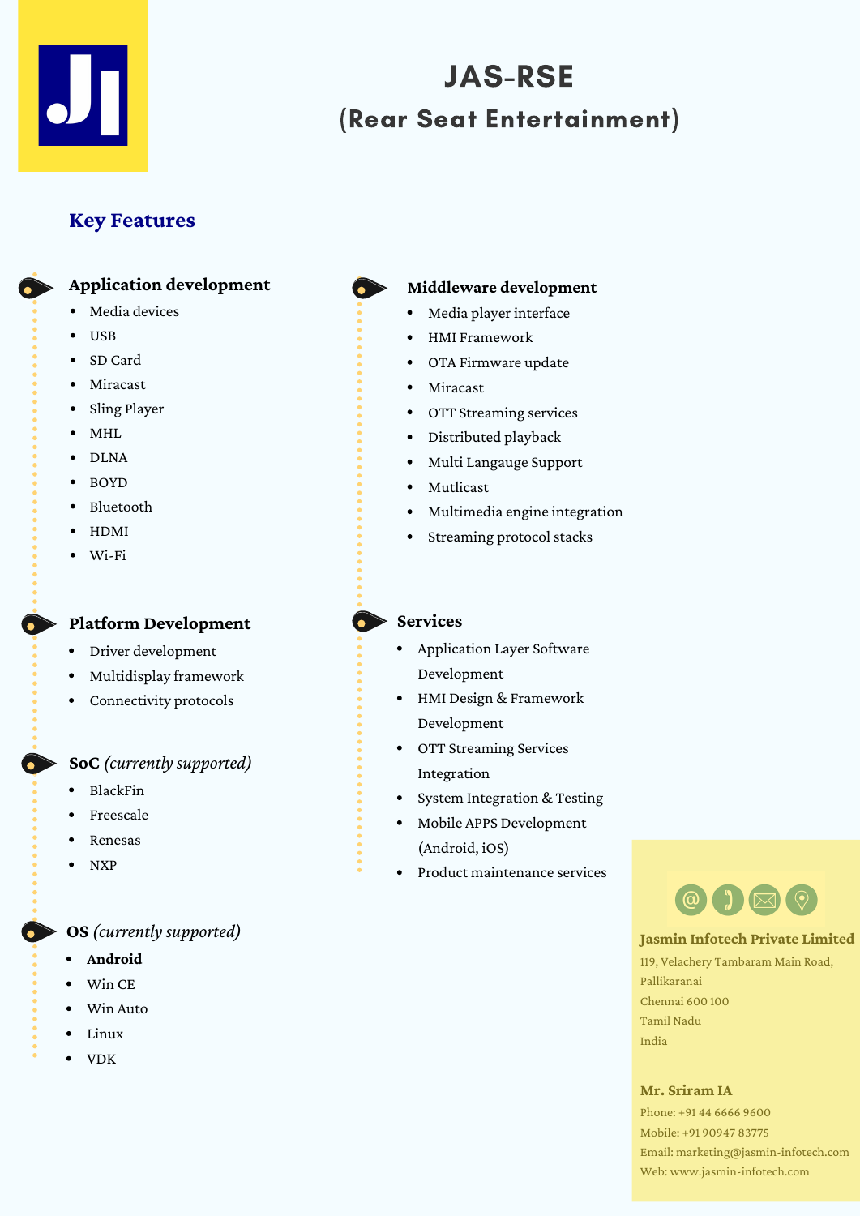# JAS-RSE

## (Rear Seat Entertainment)

## Key Features

### Application development

- Media devices
- USB
- SD Card
- Miracast
- Sling Player
- MHL
- DLNA
- BOYD
- Bluetooth
- HDMI
- Wi-Fi

### Platform Development

- Driver development
- Multidisplay framework
- Connectivity protocols

### SoC *(currently supported)*

- BlackFin
- Freescale
- Renesas
- NXP

### OS *(currently supported)*

- **Android**
- Win CE
- Win Auto
- Linux
- VDK

### Middleware development

- Media player interface
- HMI Framework
- OTA Firmware update
- Miracast
- OTT Streaming services
- Distributed playback
- Multi Langauge Support
- Mutlicast
- Multimedia engine integration
- Streaming protocol stacks

### Services

- Application Layer Software Development
- HMI Design & Framework Development
- OTT Streaming Services Integration
- System Integration & Testing
- Mobile APPS Development (Android, iOS)
- Product maintenance services

**Jasmin Infotech Private Limited**
119, Velachery Tambaram Main Road,
Pallikaranai
Chennai 600 100
Tamil Nadu
India

**Mr. Sriram IA**
Phone: +91 44 6666 9600
Mobile: +91 90947 83775
Email: marketing@jasmin-infotech.com
Web: www.jasmin-infotech.com